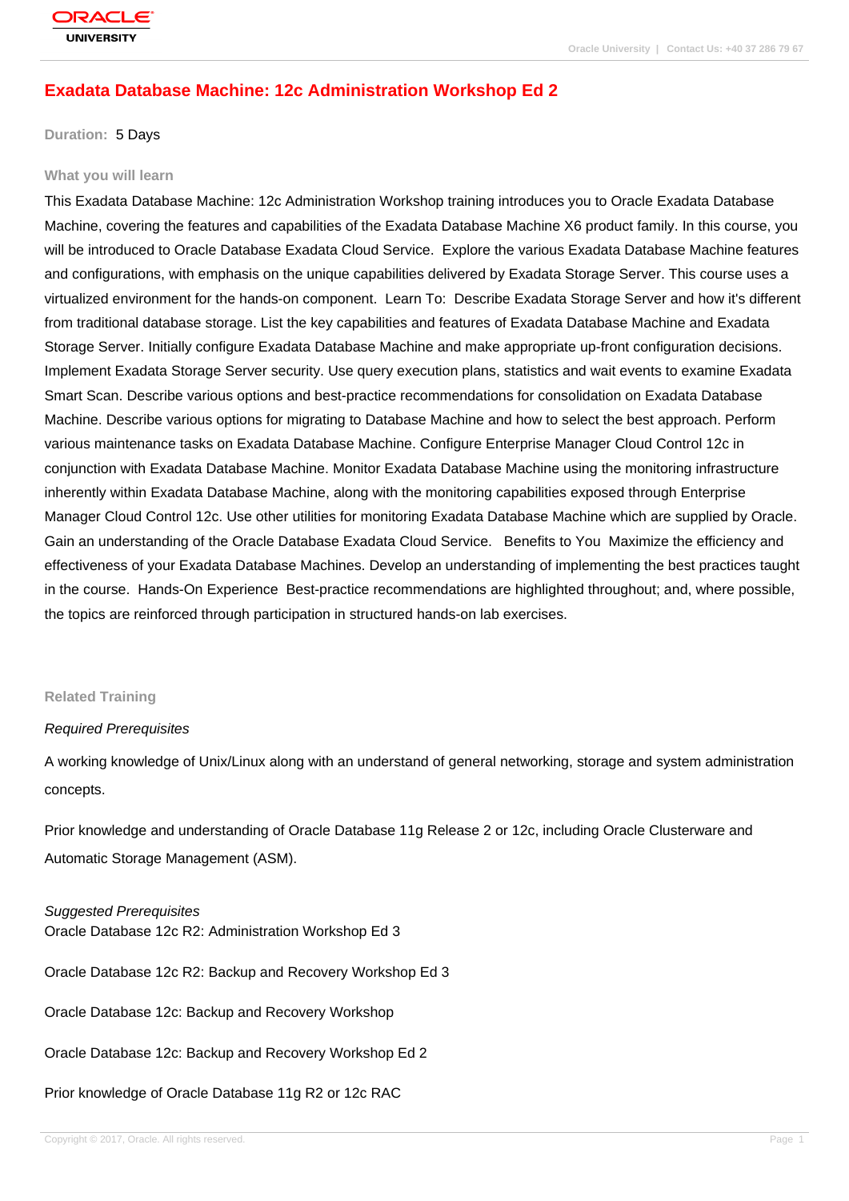# Exadata Database Machine: 12c Administration Workshop Ed 2

**Duration:** 5 Days

## What you will learn

This Exadata Database Machine: 12c Administration Workshop training introduces you to Oracle Exadata Database Machine, covering the features and capabilities of the Exadata Database Machine X6 product family. In this course, you will be introduced to Oracle Database Exadata Cloud Service. Explore the various Exadata Database Machine features and configurations, with emphasis on the unique capabilities delivered by Exadata Storage Server. This course uses a virtualized environment for the hands-on component. Learn To: Describe Exadata Storage Server and how it's different from traditional database storage. List the key capabilities and features of Exadata Database Machine and Exadata Storage Server. Initially configure Exadata Database Machine and make appropriate up-front configuration decisions. Implement Exadata Storage Server security. Use query execution plans, statistics and wait events to examine Exadata Smart Scan. Describe various options and best-practice recommendations for consolidation on Exadata Database Machine. Describe various options for migrating to Database Machine and how to select the best approach. Perform various maintenance tasks on Exadata Database Machine. Configure Enterprise Manager Cloud Control 12c in conjunction with Exadata Database Machine. Monitor Exadata Database Machine using the monitoring infrastructure inherently within Exadata Database Machine, along with the monitoring capabilities exposed through Enterprise Manager Cloud Control 12c. Use other utilities for monitoring Exadata Database Machine which are supplied by Oracle. Gain an understanding of the Oracle Database Exadata Cloud Service. Benefits to You Maximize the efficiency and effectiveness of your Exadata Database Machines. Develop an understanding of implementing the best practices taught in the course. Hands-On Experience Best-practice recommendations are highlighted throughout; and, where possible, the topics are reinforced through participation in structured hands-on lab exercises.

## Related Training

*Required Prerequisites*

A working knowledge of Unix/Linux along with an understand of general networking, storage and system administration concepts.

Prior knowledge and understanding of Oracle Database 11g Release 2 or 12c, including Oracle Clusterware and Automatic Storage Management (ASM).

*Suggested Prerequisites*

Oracle Database 12c R2: Administration Workshop Ed 3

Oracle Database 12c R2: Backup and Recovery Workshop Ed 3

Oracle Database 12c: Backup and Recovery Workshop

Oracle Database 12c: Backup and Recovery Workshop Ed 2

Prior knowledge of Oracle Database 11g R2 or 12c RAC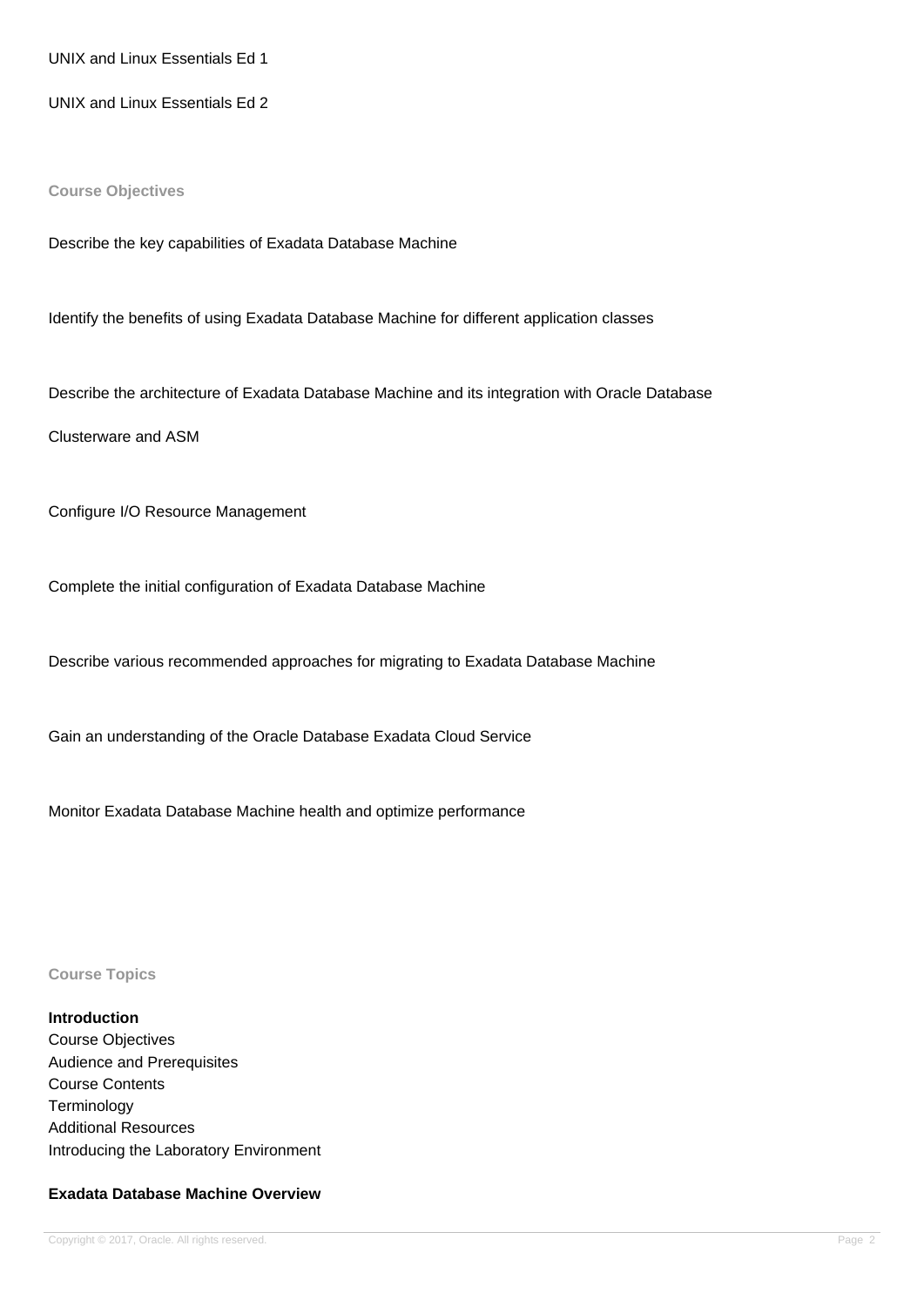UNIX and Linux Essentials Ed 1

UNIX and Linux Essentials Ed 2

### Course Objectives

Describe the key capabilities of Exadata Database Machine

Identify the benefits of using Exadata Database Machine for different application classes

Describe the architecture of Exadata Database Machine and its integration with Oracle Database Clusterware and ASM

Configure I/O Resource Management

Complete the initial configuration of Exadata Database Machine

Describe various recommended approaches for migrating to Exadata Database Machine

Gain an understanding of the Oracle Database Exadata Cloud Service

Monitor Exadata Database Machine health and optimize performance

### Course Topics

**Introduction**

Course Objectives
Audience and Prerequisites
Course Contents
Terminology
Additional Resources
Introducing the Laboratory Environment

**Exadata Database Machine Overview**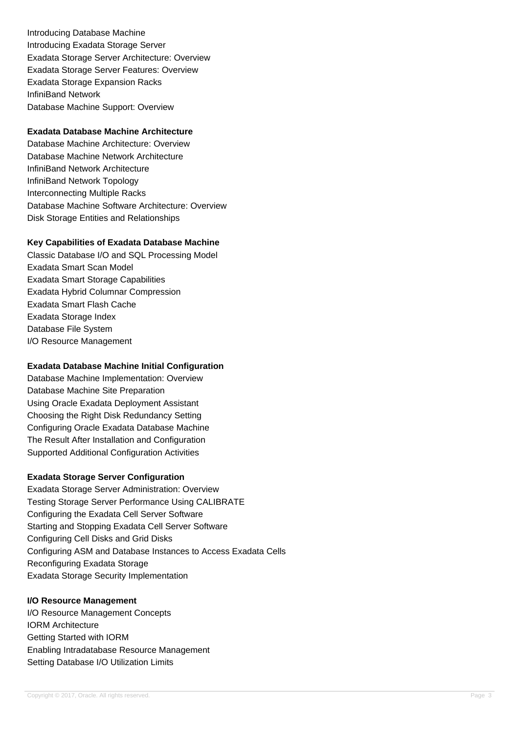Introducing Database Machine
Introducing Exadata Storage Server
Exadata Storage Server Architecture: Overview
Exadata Storage Server Features: Overview
Exadata Storage Expansion Racks
InfiniBand Network
Database Machine Support: Overview

**Exadata Database Machine Architecture**

Database Machine Architecture: Overview
Database Machine Network Architecture
InfiniBand Network Architecture
InfiniBand Network Topology
Interconnecting Multiple Racks
Database Machine Software Architecture: Overview
Disk Storage Entities and Relationships

**Key Capabilities of Exadata Database Machine**

Classic Database I/O and SQL Processing Model
Exadata Smart Scan Model
Exadata Smart Storage Capabilities
Exadata Hybrid Columnar Compression
Exadata Smart Flash Cache
Exadata Storage Index
Database File System
I/O Resource Management

**Exadata Database Machine Initial Configuration**

Database Machine Implementation: Overview
Database Machine Site Preparation
Using Oracle Exadata Deployment Assistant
Choosing the Right Disk Redundancy Setting
Configuring Oracle Exadata Database Machine
The Result After Installation and Configuration
Supported Additional Configuration Activities

**Exadata Storage Server Configuration**

Exadata Storage Server Administration: Overview
Testing Storage Server Performance Using CALIBRATE
Configuring the Exadata Cell Server Software
Starting and Stopping Exadata Cell Server Software
Configuring Cell Disks and Grid Disks
Configuring ASM and Database Instances to Access Exadata Cells
Reconfiguring Exadata Storage
Exadata Storage Security Implementation

**I/O Resource Management**

I/O Resource Management Concepts
IORM Architecture
Getting Started with IORM
Enabling Intradatabase Resource Management
Setting Database I/O Utilization Limits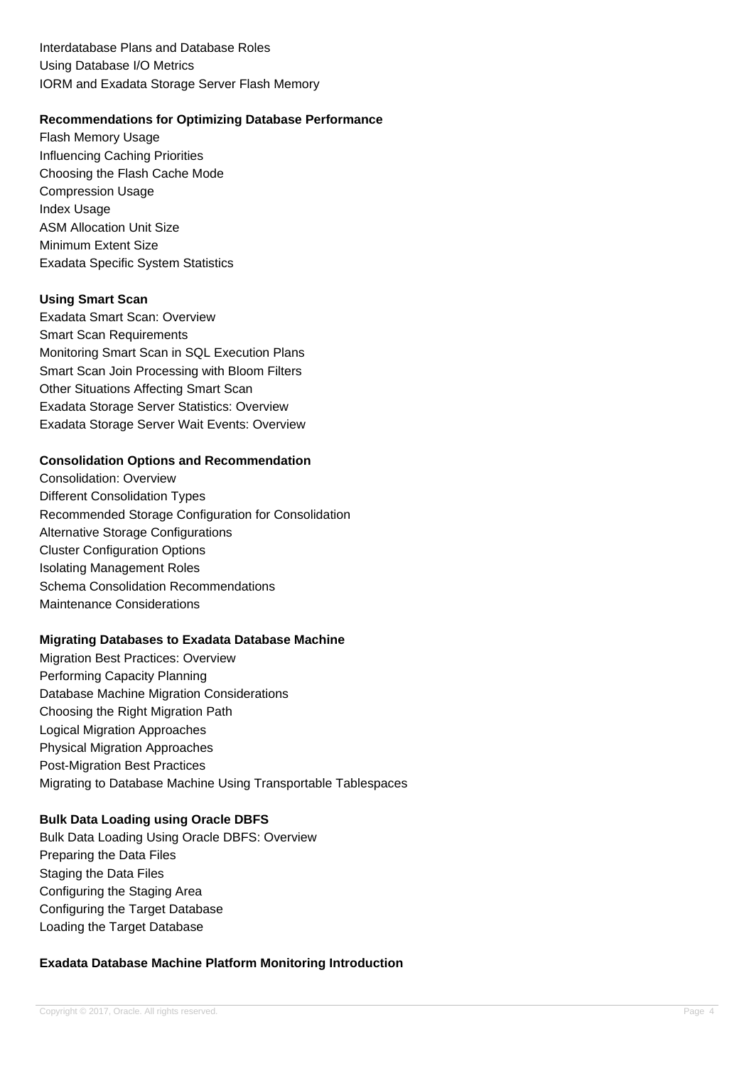Interdatabase Plans and Database Roles
Using Database I/O Metrics
IORM and Exadata Storage Server Flash Memory

**Recommendations for Optimizing Database Performance**
Flash Memory Usage
Influencing Caching Priorities
Choosing the Flash Cache Mode
Compression Usage
Index Usage
ASM Allocation Unit Size
Minimum Extent Size
Exadata Specific System Statistics

**Using Smart Scan**
Exadata Smart Scan: Overview
Smart Scan Requirements
Monitoring Smart Scan in SQL Execution Plans
Smart Scan Join Processing with Bloom Filters
Other Situations Affecting Smart Scan
Exadata Storage Server Statistics: Overview
Exadata Storage Server Wait Events: Overview

**Consolidation Options and Recommendation**
Consolidation: Overview
Different Consolidation Types
Recommended Storage Configuration for Consolidation
Alternative Storage Configurations
Cluster Configuration Options
Isolating Management Roles
Schema Consolidation Recommendations
Maintenance Considerations

**Migrating Databases to Exadata Database Machine**
Migration Best Practices: Overview
Performing Capacity Planning
Database Machine Migration Considerations
Choosing the Right Migration Path
Logical Migration Approaches
Physical Migration Approaches
Post-Migration Best Practices
Migrating to Database Machine Using Transportable Tablespaces

**Bulk Data Loading using Oracle DBFS**
Bulk Data Loading Using Oracle DBFS: Overview
Preparing the Data Files
Staging the Data Files
Configuring the Staging Area
Configuring the Target Database
Loading the Target Database

**Exadata Database Machine Platform Monitoring Introduction**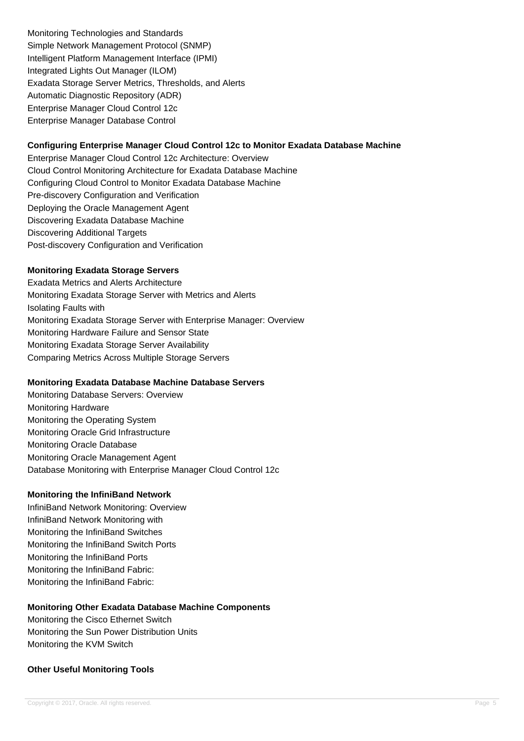Monitoring Technologies and Standards
Simple Network Management Protocol (SNMP)
Intelligent Platform Management Interface (IPMI)
Integrated Lights Out Manager (ILOM)
Exadata Storage Server Metrics, Thresholds, and Alerts
Automatic Diagnostic Repository (ADR)
Enterprise Manager Cloud Control 12c
Enterprise Manager Database Control

**Configuring Enterprise Manager Cloud Control 12c to Monitor Exadata Database Machine**

Enterprise Manager Cloud Control 12c Architecture: Overview
Cloud Control Monitoring Architecture for Exadata Database Machine
Configuring Cloud Control to Monitor Exadata Database Machine
Pre-discovery Configuration and Verification
Deploying the Oracle Management Agent
Discovering Exadata Database Machine
Discovering Additional Targets
Post-discovery Configuration and Verification

**Monitoring Exadata Storage Servers**

Exadata Metrics and Alerts Architecture
Monitoring Exadata Storage Server with Metrics and Alerts
Isolating Faults with
Monitoring Exadata Storage Server with Enterprise Manager: Overview
Monitoring Hardware Failure and Sensor State
Monitoring Exadata Storage Server Availability
Comparing Metrics Across Multiple Storage Servers

**Monitoring Exadata Database Machine Database Servers**

Monitoring Database Servers: Overview
Monitoring Hardware
Monitoring the Operating System
Monitoring Oracle Grid Infrastructure
Monitoring Oracle Database
Monitoring Oracle Management Agent
Database Monitoring with Enterprise Manager Cloud Control 12c

**Monitoring the InfiniBand Network**

InfiniBand Network Monitoring: Overview
InfiniBand Network Monitoring with
Monitoring the InfiniBand Switches
Monitoring the InfiniBand Switch Ports
Monitoring the InfiniBand Ports
Monitoring the InfiniBand Fabric:
Monitoring the InfiniBand Fabric:

**Monitoring Other Exadata Database Machine Components**

Monitoring the Cisco Ethernet Switch
Monitoring the Sun Power Distribution Units
Monitoring the KVM Switch

**Other Useful Monitoring Tools**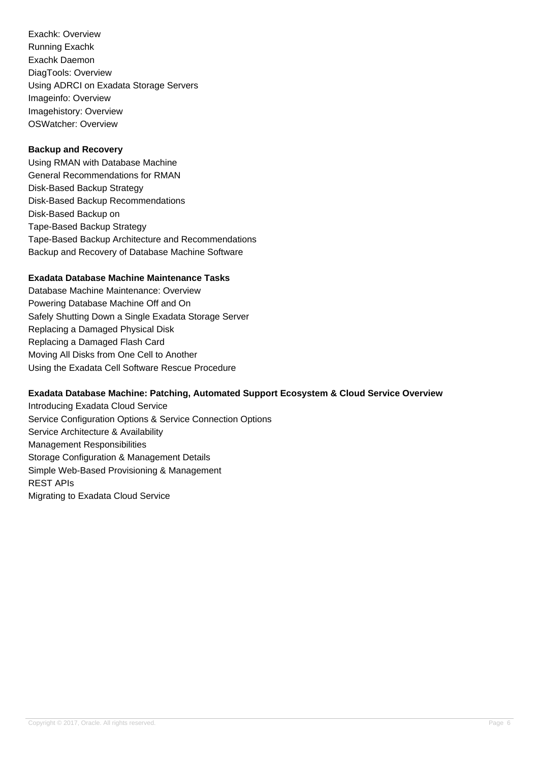Exachk: Overview
Running Exachk
Exachk Daemon
DiagTools: Overview
Using ADRCI on Exadata Storage Servers
Imageinfo: Overview
Imagehistory: Overview
OSWatcher: Overview

**Backup and Recovery**

Using RMAN with Database Machine
General Recommendations for RMAN
Disk-Based Backup Strategy
Disk-Based Backup Recommendations
Disk-Based Backup on
Tape-Based Backup Strategy
Tape-Based Backup Architecture and Recommendations
Backup and Recovery of Database Machine Software

**Exadata Database Machine Maintenance Tasks**

Database Machine Maintenance: Overview
Powering Database Machine Off and On
Safely Shutting Down a Single Exadata Storage Server
Replacing a Damaged Physical Disk
Replacing a Damaged Flash Card
Moving All Disks from One Cell to Another
Using the Exadata Cell Software Rescue Procedure

**Exadata Database Machine: Patching, Automated Support Ecosystem & Cloud Service Overview**

Introducing Exadata Cloud Service
Service Configuration Options & Service Connection Options
Service Architecture & Availability
Management Responsibilities
Storage Configuration & Management Details
Simple Web-Based Provisioning & Management
REST APIs
Migrating to Exadata Cloud Service